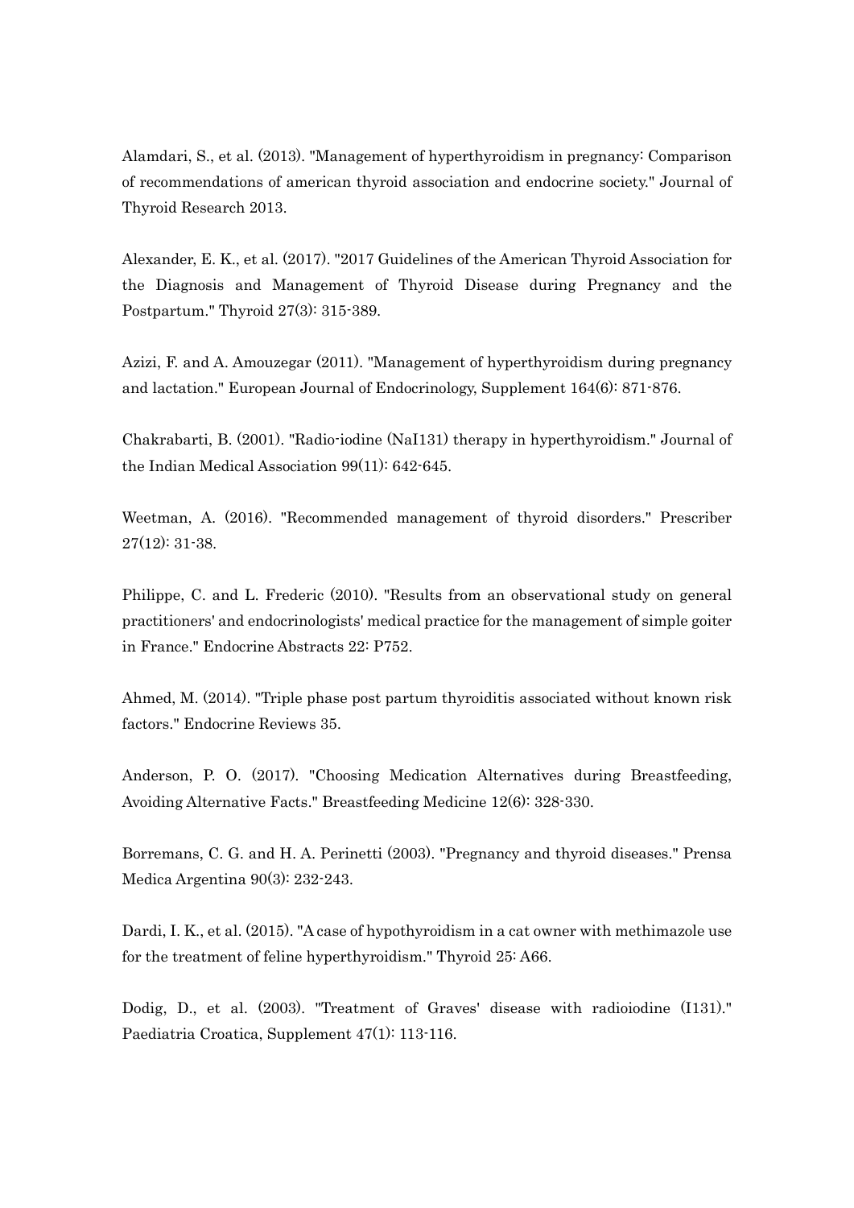Alamdari, S., et al. (2013). "Management of hyperthyroidism in pregnancy: Comparison of recommendations of american thyroid association and endocrine society." Journal of Thyroid Research 2013.

Alexander, E. K., et al. (2017). "2017 Guidelines of the American Thyroid Association for the Diagnosis and Management of Thyroid Disease during Pregnancy and the Postpartum." Thyroid 27(3): 315-389.

Azizi, F. and A. Amouzegar (2011). "Management of hyperthyroidism during pregnancy and lactation." European Journal of Endocrinology, Supplement 164(6): 871-876.

Chakrabarti, B. (2001). "Radio-iodine (NaI131) therapy in hyperthyroidism." Journal of the Indian Medical Association 99(11): 642-645.

Weetman, A. (2016). "Recommended management of thyroid disorders." Prescriber 27(12): 31-38.

Philippe, C. and L. Frederic (2010). "Results from an observational study on general practitioners' and endocrinologists' medical practice for the management of simple goiter in France." Endocrine Abstracts 22: P752.

Ahmed, M. (2014). "Triple phase post partum thyroiditis associated without known risk factors." Endocrine Reviews 35.

Anderson, P. O. (2017). "Choosing Medication Alternatives during Breastfeeding, Avoiding Alternative Facts." Breastfeeding Medicine 12(6): 328-330.

Borremans, C. G. and H. A. Perinetti (2003). "Pregnancy and thyroid diseases." Prensa Medica Argentina 90(3): 232-243.

Dardi, I. K., et al. (2015). "A case of hypothyroidism in a cat owner with methimazole use for the treatment of feline hyperthyroidism." Thyroid 25: A66.

Dodig, D., et al. (2003). "Treatment of Graves' disease with radioiodine (I131)." Paediatria Croatica, Supplement 47(1): 113-116.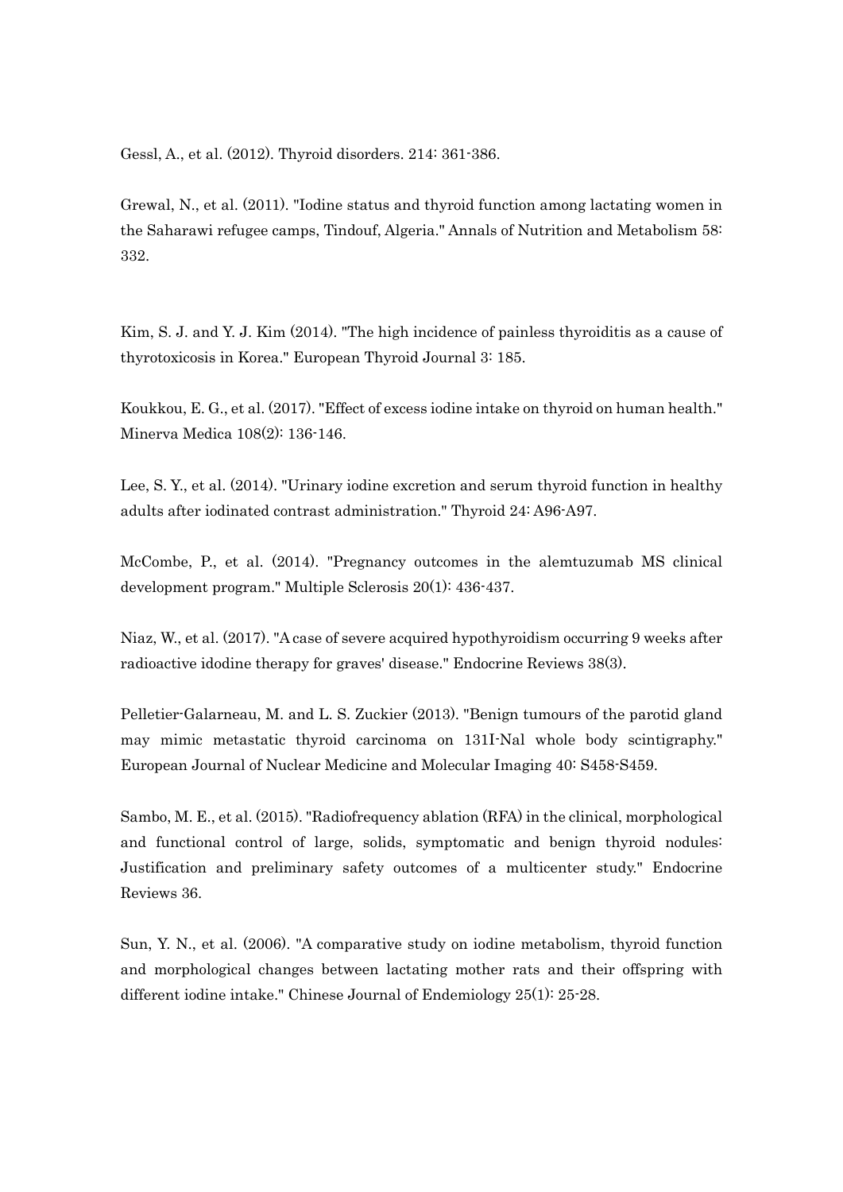Gessl, A., et al. (2012). Thyroid disorders. 214: 361-386.

Grewal, N., et al. (2011). "Iodine status and thyroid function among lactating women in the Saharawi refugee camps, Tindouf, Algeria." Annals of Nutrition and Metabolism 58: 332.

Kim, S. J. and Y. J. Kim (2014). "The high incidence of painless thyroiditis as a cause of thyrotoxicosis in Korea." European Thyroid Journal 3: 185.

Koukkou, E. G., et al. (2017). "Effect of excess iodine intake on thyroid on human health." Minerva Medica 108(2): 136-146.

Lee, S. Y., et al. (2014). "Urinary iodine excretion and serum thyroid function in healthy adults after iodinated contrast administration." Thyroid 24: A96-A97.

McCombe, P., et al. (2014). "Pregnancy outcomes in the alemtuzumab MS clinical development program." Multiple Sclerosis 20(1): 436-437.

Niaz, W., et al. (2017). "A case of severe acquired hypothyroidism occurring 9 weeks after radioactive idodine therapy for graves' disease." Endocrine Reviews 38(3).

Pelletier-Galarneau, M. and L. S. Zuckier (2013). "Benign tumours of the parotid gland may mimic metastatic thyroid carcinoma on 131I-NaI whole body scintigraphy." European Journal of Nuclear Medicine and Molecular Imaging 40: S458-S459.

Sambo, M. E., et al. (2015). "Radiofrequency ablation (RFA) in the clinical, morphological and functional control of large, solids, symptomatic and benign thyroid nodules: Justification and preliminary safety outcomes of a multicenter study." Endocrine Reviews 36.

Sun, Y. N., et al. (2006). "A comparative study on iodine metabolism, thyroid function and morphological changes between lactating mother rats and their offspring with different iodine intake." Chinese Journal of Endemiology 25(1): 25-28.